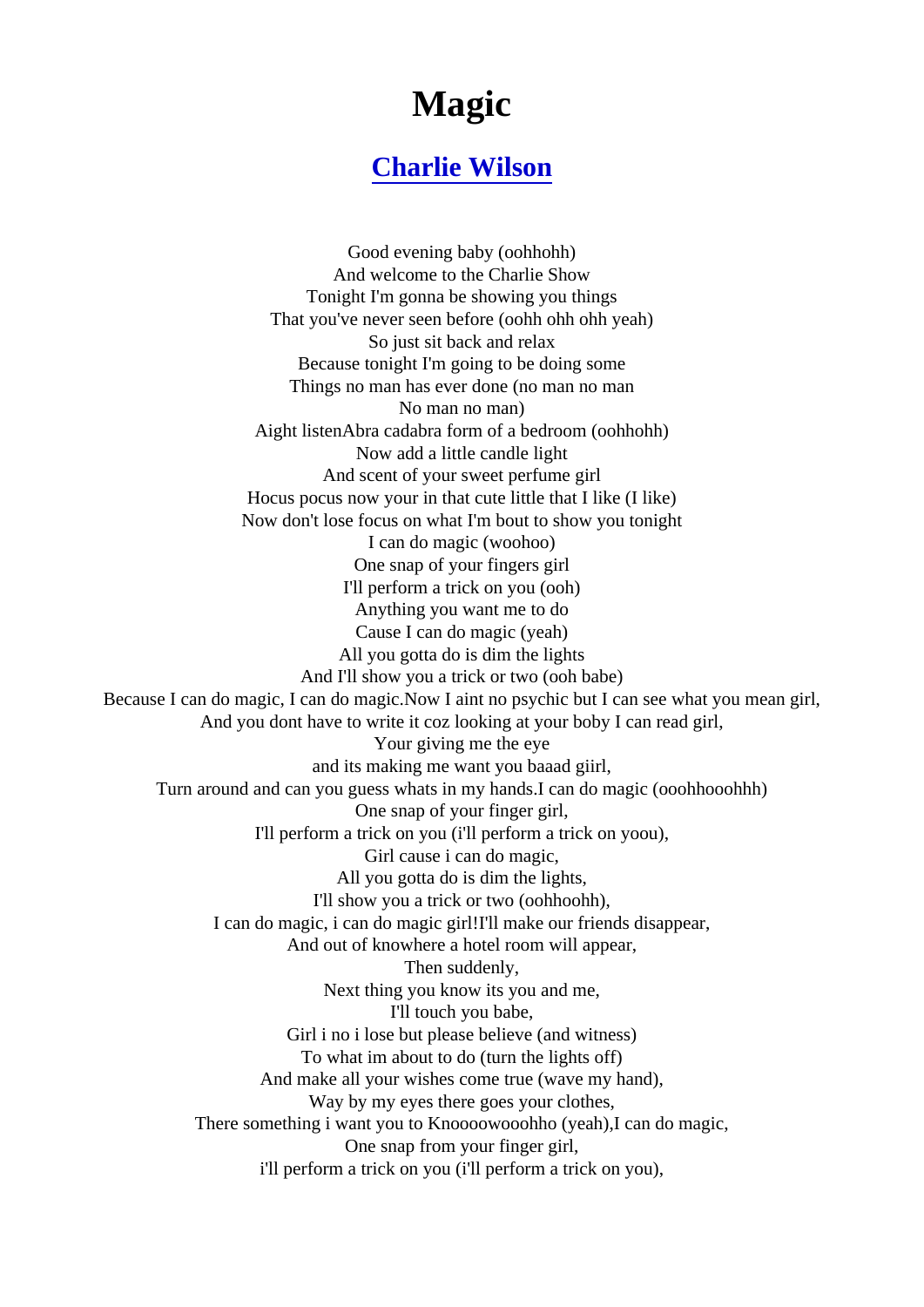# Magic

## Charlie Wilson

Good evening baby (oohhohh)
And welcome to the Charlie Show
Tonight I'm gonna be showing you things
That you've never seen before (oohh ohh ohh yeah)
So just sit back and relax
Because tonight I'm going to be doing some
Things no man has ever done (no man no man
No man no man)
Aight listenAbra cadabra form of a bedroom (oohhohh)
Now add a little candle light
And scent of your sweet perfume girl
Hocus pocus now your in that cute little that I like (I like)
Now don't lose focus on what I'm bout to show you tonight
I can do magic (woohoo)
One snap of your fingers girl
I'll perform a trick on you (ooh)
Anything you want me to do
Cause I can do magic (yeah)
All you gotta do is dim the lights
And I'll show you a trick or two (ooh babe)
Because I can do magic, I can do magic.Now I aint no psychic but I can see what you mean girl,
And you dont have to write it coz looking at your boby I can read girl,
Your giving me the eye
and its making me want you baaad giirl,
Turn around and can you guess whats in my hands.I can do magic (ooohhooohhh)
One snap of your finger girl,
I'll perform a trick on you (i'll perform a trick on yoou),
Girl cause i can do magic,
All you gotta do is dim the lights,
I'll show you a trick or two (oohhoohh),
I can do magic, i can do magic girl!I'll make our friends disappear,
And out of knowhere a hotel room will appear,
Then suddenly,
Next thing you know its you and me,
I'll touch you babe,
Girl i no i lose but please believe (and witness)
To what im about to do (turn the lights off)
And make all your wishes come true (wave my hand),
Way by my eyes there goes your clothes,
There something i want you to Knoooowooohho (yeah),I can do magic,
One snap from your finger girl,
i'll perform a trick on you (i'll perform a trick on you),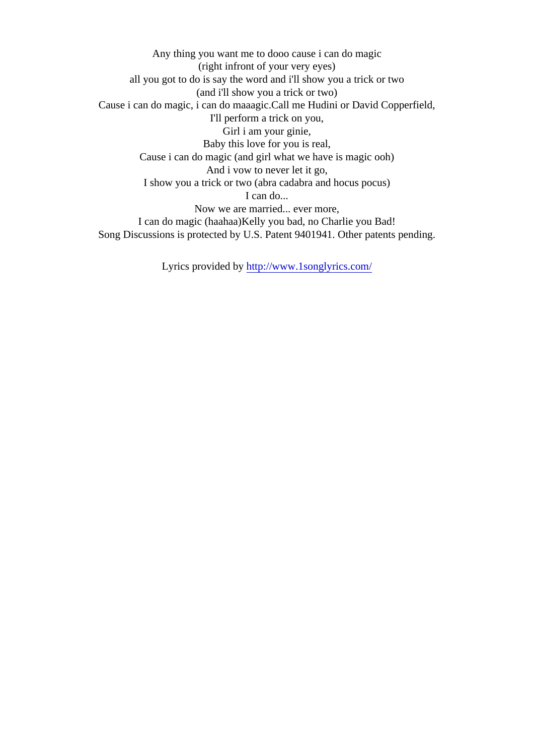Any thing you want me to dooo cause i can do magic
(right infront of your very eyes)
all you got to do is say the word and i'll show you a trick or two
(and i'll show you a trick or two)
Cause i can do magic, i can do maaagic.Call me Hudini or David Copperfield,
I'll perform a trick on you,
Girl i am your ginie,
Baby this love for you is real,
Cause i can do magic (and girl what we have is magic ooh)
And i vow to never let it go,
I show you a trick or two (abra cadabra and hocus pocus)
I can do...
Now we are married... ever more,
I can do magic (haahaa)Kelly you bad, no Charlie you Bad!
Song Discussions is protected by U.S. Patent 9401941. Other patents pending.

Lyrics provided by http://www.1songlyrics.com/